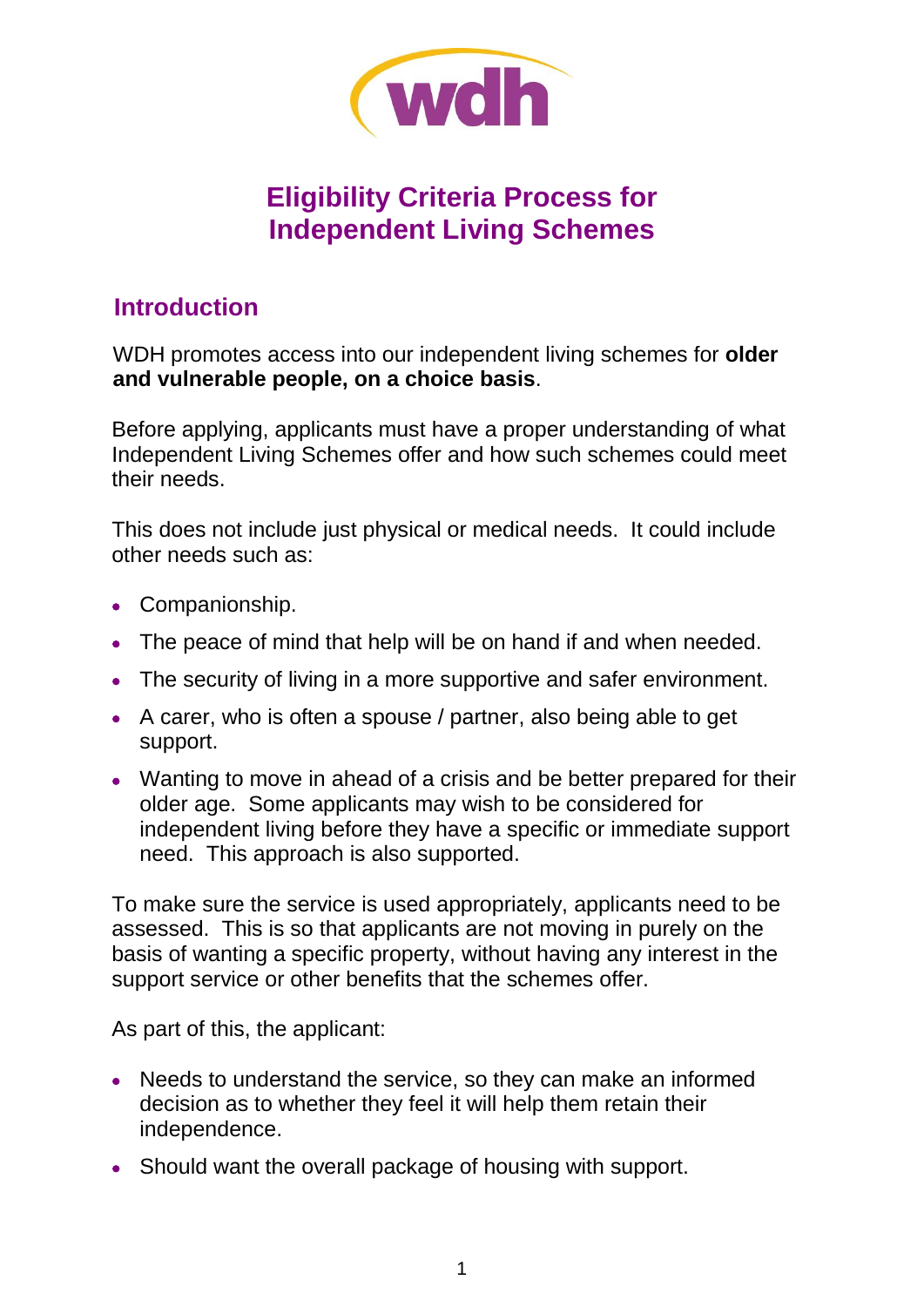# Eligibility Criteria Process for Independent Living Schemes

## Introduction

WDH promotes access into our independent living schemes for **older and vulnerable people, on a choice basis**.

Before applying, applicants must have a proper understanding of what Independent Living Schemes offer and how such schemes could meet their needs.

This does not include just physical or medical needs. It could include other needs such as:

- Companionship.
- The peace of mind that help will be on hand if and when needed.
- The security of living in a more supportive and safer environment.
- A carer, who is often a spouse / partner, also being able to get support.
- Wanting to move in ahead of a crisis and be better prepared for their older age. Some applicants may wish to be considered for independent living before they have a specific or immediate support need. This approach is also supported.

To make sure the service is used appropriately, applicants need to be assessed. This is so that applicants are not moving in purely on the basis of wanting a specific property, without having any interest in the support service or other benefits that the schemes offer.

As part of this, the applicant:

- Needs to understand the service, so they can make an informed decision as to whether they feel it will help them retain their independence.
- Should want the overall package of housing with support.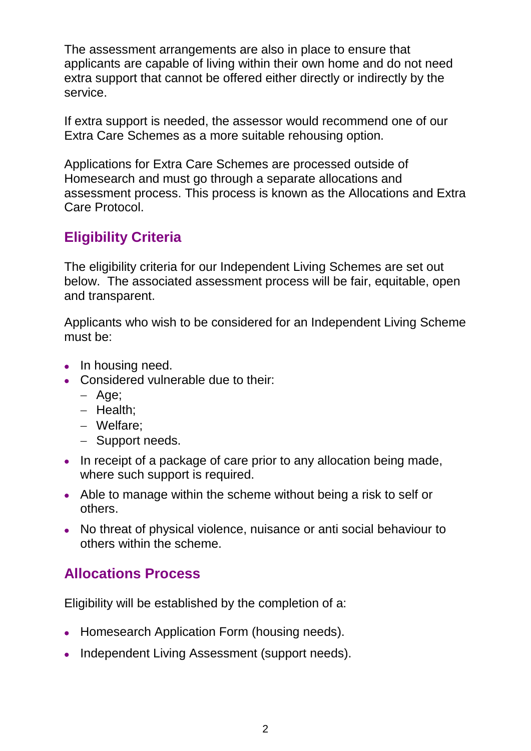The assessment arrangements are also in place to ensure that applicants are capable of living within their own home and do not need extra support that cannot be offered either directly or indirectly by the service.

If extra support is needed, the assessor would recommend one of our Extra Care Schemes as a more suitable rehousing option.

Applications for Extra Care Schemes are processed outside of Homesearch and must go through a separate allocations and assessment process. This process is known as the Allocations and Extra Care Protocol.

## Eligibility Criteria

The eligibility criteria for our Independent Living Schemes are set out below. The associated assessment process will be fair, equitable, open and transparent.

Applicants who wish to be considered for an Independent Living Scheme must be:

- In housing need.
- Considered vulnerable due to their:
  - Age;
  - Health;
  - Welfare;
  - Support needs.
- In receipt of a package of care prior to any allocation being made, where such support is required.
- Able to manage within the scheme without being a risk to self or others.
- No threat of physical violence, nuisance or anti social behaviour to others within the scheme.

## Allocations Process

Eligibility will be established by the completion of a:

- Homesearch Application Form (housing needs).
- Independent Living Assessment (support needs).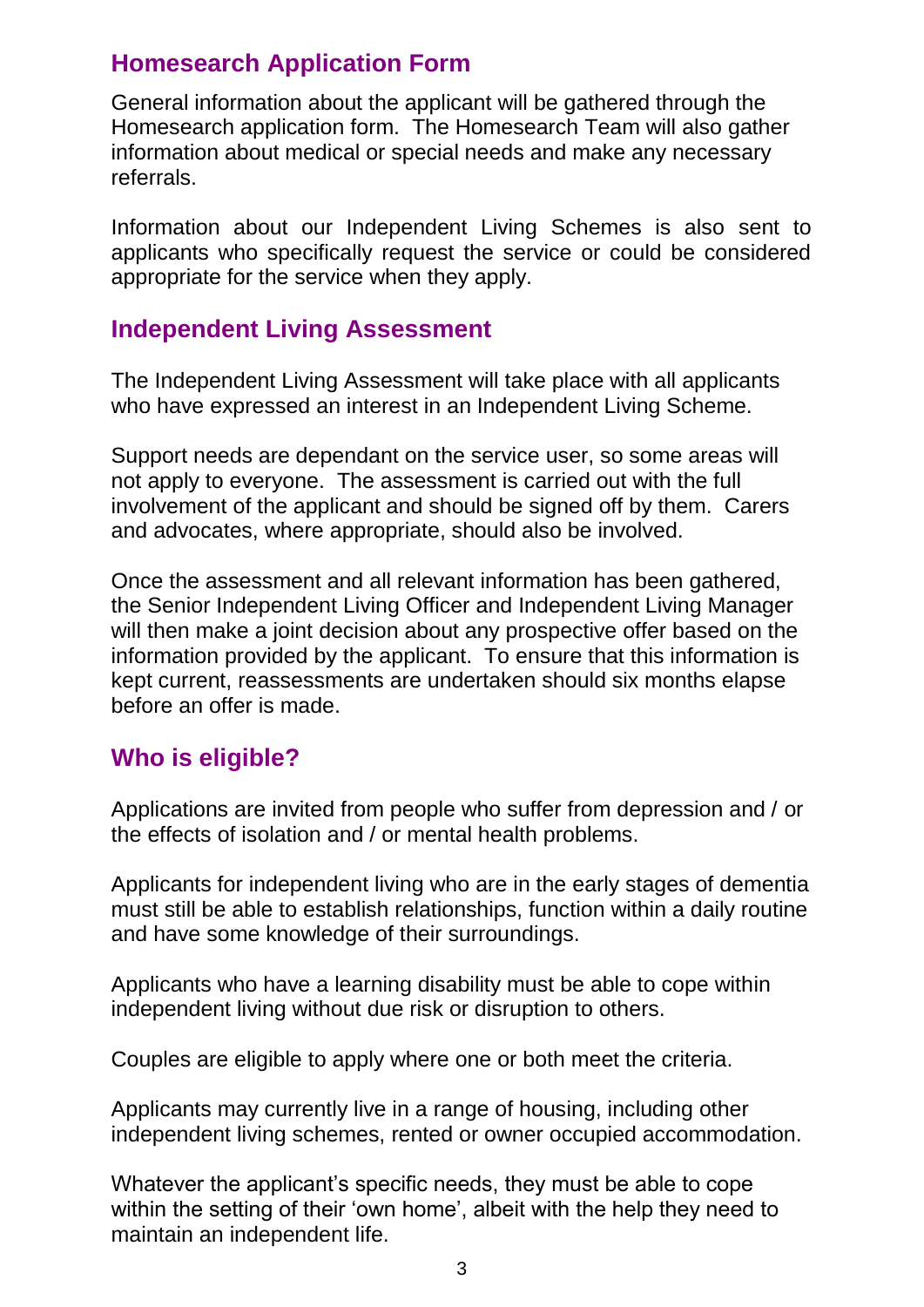## Homesearch Application Form

General information about the applicant will be gathered through the Homesearch application form. The Homesearch Team will also gather information about medical or special needs and make any necessary referrals.

Information about our Independent Living Schemes is also sent to applicants who specifically request the service or could be considered appropriate for the service when they apply.

## Independent Living Assessment

The Independent Living Assessment will take place with all applicants who have expressed an interest in an Independent Living Scheme.

Support needs are dependant on the service user, so some areas will not apply to everyone. The assessment is carried out with the full involvement of the applicant and should be signed off by them. Carers and advocates, where appropriate, should also be involved.

Once the assessment and all relevant information has been gathered, the Senior Independent Living Officer and Independent Living Manager will then make a joint decision about any prospective offer based on the information provided by the applicant. To ensure that this information is kept current, reassessments are undertaken should six months elapse before an offer is made.

## Who is eligible?

Applications are invited from people who suffer from depression and / or the effects of isolation and / or mental health problems.

Applicants for independent living who are in the early stages of dementia must still be able to establish relationships, function within a daily routine and have some knowledge of their surroundings.

Applicants who have a learning disability must be able to cope within independent living without due risk or disruption to others.

Couples are eligible to apply where one or both meet the criteria.

Applicants may currently live in a range of housing, including other independent living schemes, rented or owner occupied accommodation.

Whatever the applicant's specific needs, they must be able to cope within the setting of their 'own home', albeit with the help they need to maintain an independent life.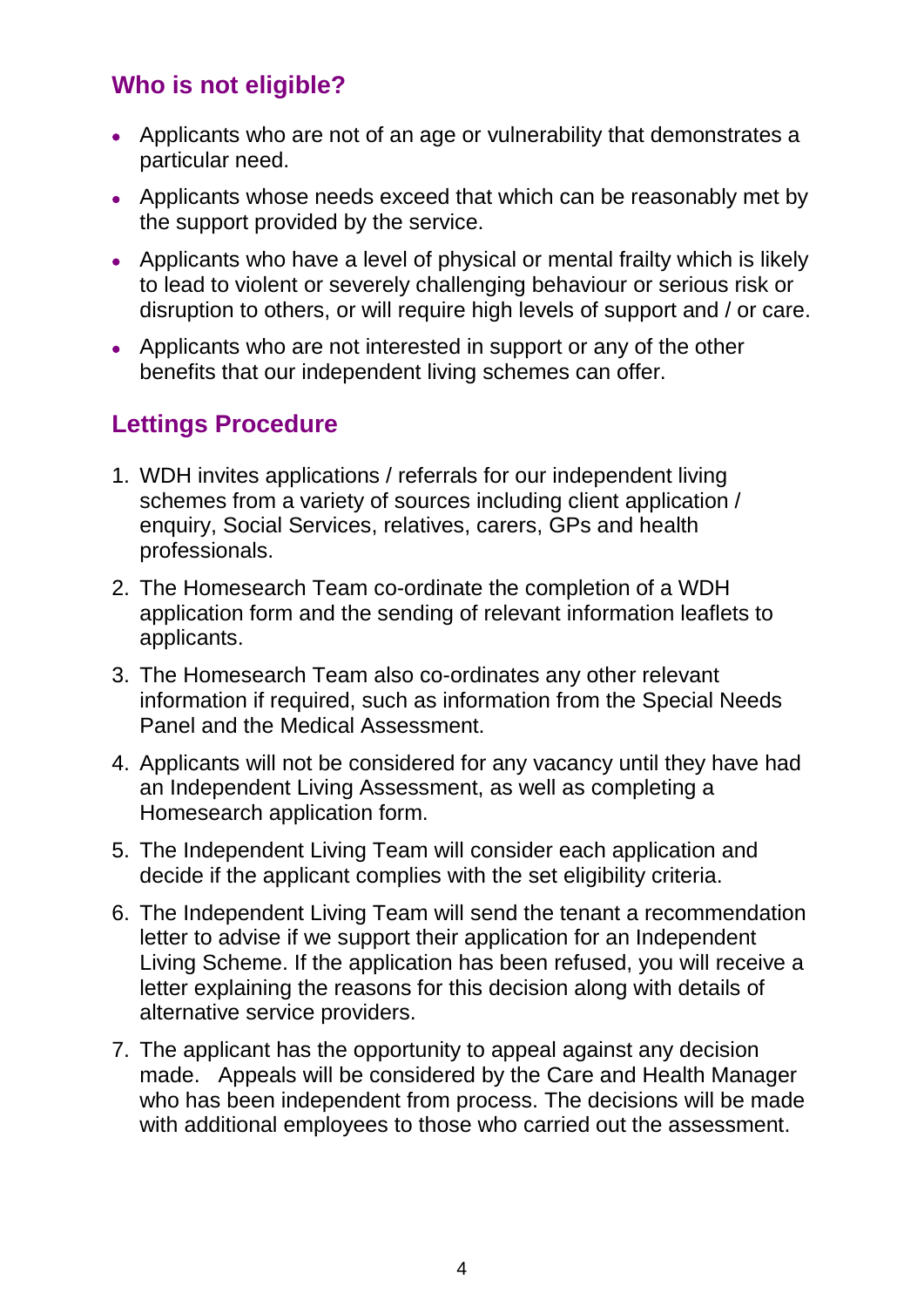## Who is not eligible?

- Applicants who are not of an age or vulnerability that demonstrates a particular need.
- Applicants whose needs exceed that which can be reasonably met by the support provided by the service.
- Applicants who have a level of physical or mental frailty which is likely to lead to violent or severely challenging behaviour or serious risk or disruption to others, or will require high levels of support and / or care.
- Applicants who are not interested in support or any of the other benefits that our independent living schemes can offer.

## Lettings Procedure

1. WDH invites applications / referrals for our independent living schemes from a variety of sources including client application / enquiry, Social Services, relatives, carers, GPs and health professionals.
2. The Homesearch Team co-ordinate the completion of a WDH application form and the sending of relevant information leaflets to applicants.
3. The Homesearch Team also co-ordinates any other relevant information if required, such as information from the Special Needs Panel and the Medical Assessment.
4. Applicants will not be considered for any vacancy until they have had an Independent Living Assessment, as well as completing a Homesearch application form.
5. The Independent Living Team will consider each application and decide if the applicant complies with the set eligibility criteria.
6. The Independent Living Team will send the tenant a recommendation letter to advise if we support their application for an Independent Living Scheme. If the application has been refused, you will receive a letter explaining the reasons for this decision along with details of alternative service providers.
7. The applicant has the opportunity to appeal against any decision made. Appeals will be considered by the Care and Health Manager who has been independent from process. The decisions will be made with additional employees to those who carried out the assessment.